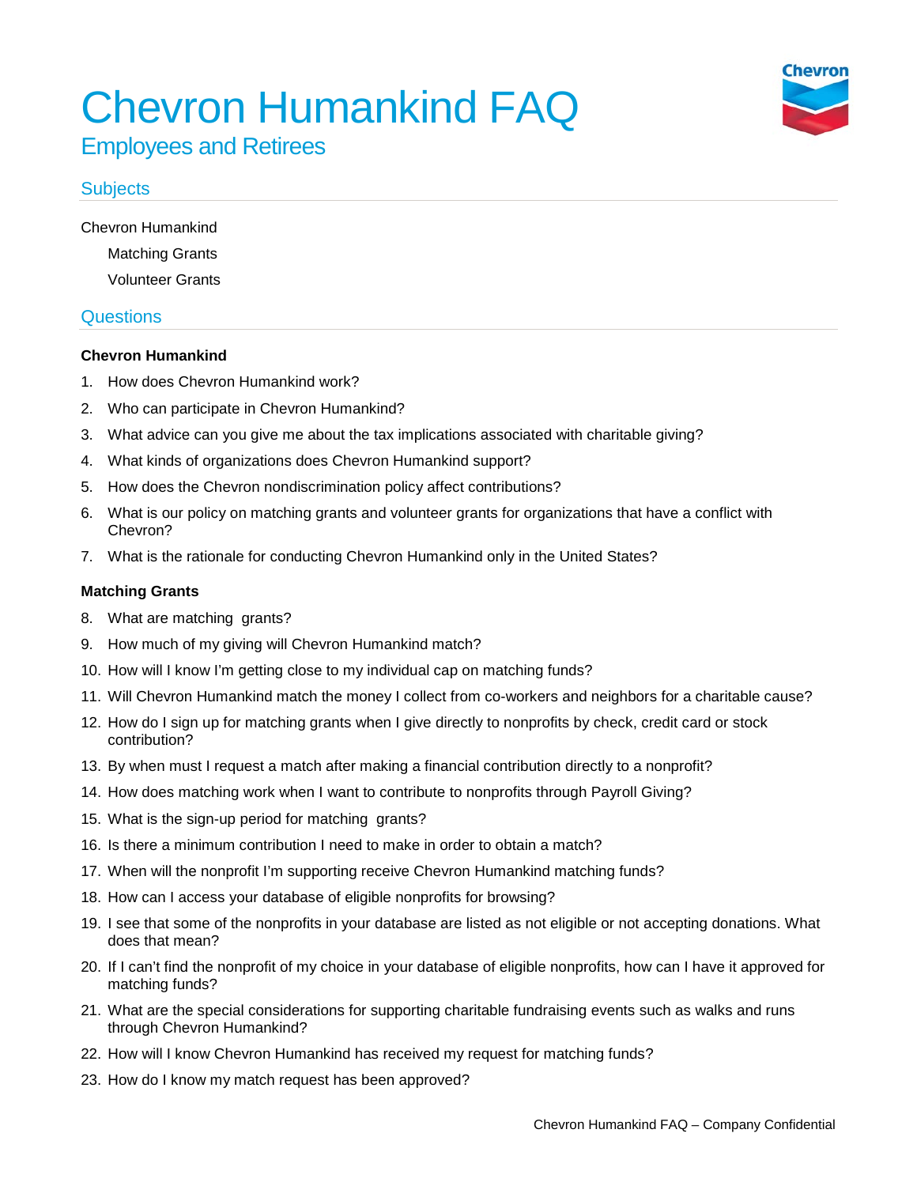# Chevron Humankind FAQ

## Employees and Retirees

## Subjects

Chevron Humankind

- Matching Grants
- Volunteer Grants

## Questions

**Chevron Humankind**

1. How does Chevron Humankind work?
2. Who can participate in Chevron Humankind?
3. What advice can you give me about the tax implications associated with charitable giving?
4. What kinds of organizations does Chevron Humankind support?
5. How does the Chevron nondiscrimination policy affect contributions?
6. What is our policy on matching grants and volunteer grants for organizations that have a conflict with Chevron?
7. What is the rationale for conducting Chevron Humankind only in the United States?

**Matching Grants**

8. What are matching grants?
9. How much of my giving will Chevron Humankind match?
10. How will I know I'm getting close to my individual cap on matching funds?
11. Will Chevron Humankind match the money I collect from co-workers and neighbors for a charitable cause?
12. How do I sign up for matching grants when I give directly to nonprofits by check, credit card or stock contribution?
13. By when must I request a match after making a financial contribution directly to a nonprofit?
14. How does matching work when I want to contribute to nonprofits through Payroll Giving?
15. What is the sign-up period for matching grants?
16. Is there a minimum contribution I need to make in order to obtain a match?
17. When will the nonprofit I'm supporting receive Chevron Humankind matching funds?
18. How can I access your database of eligible nonprofits for browsing?
19. I see that some of the nonprofits in your database are listed as not eligible or not accepting donations. What does that mean?
20. If I can't find the nonprofit of my choice in your database of eligible nonprofits, how can I have it approved for matching funds?
21. What are the special considerations for supporting charitable fundraising events such as walks and runs through Chevron Humankind?
22. How will I know Chevron Humankind has received my request for matching funds?
23. How do I know my match request has been approved?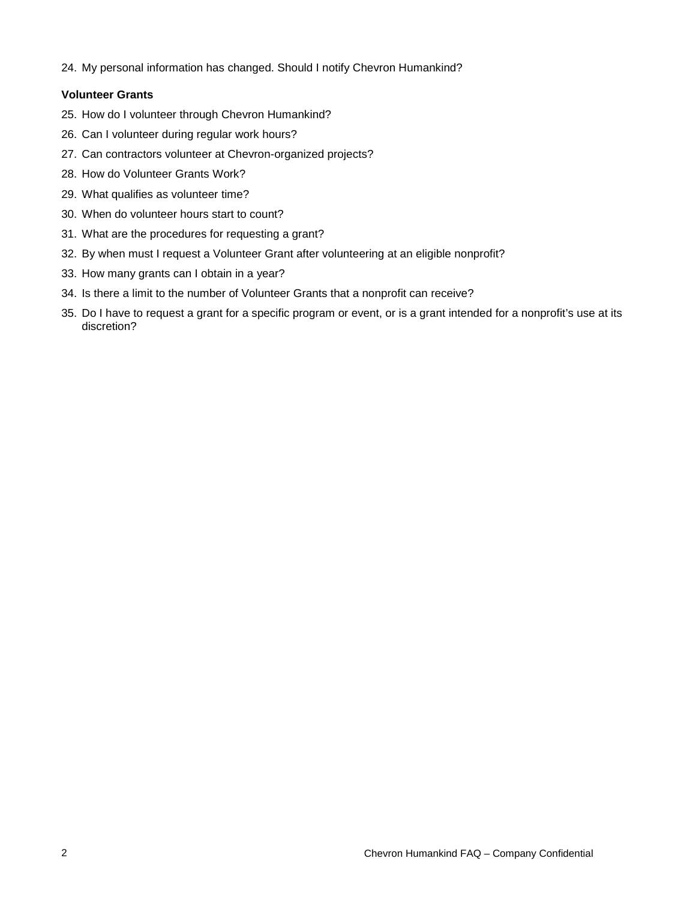24. My personal information has changed. Should I notify Chevron Humankind?

**Volunteer Grants**

25. How do I volunteer through Chevron Humankind?
26. Can I volunteer during regular work hours?
27. Can contractors volunteer at Chevron-organized projects?
28. How do Volunteer Grants Work?
29. What qualifies as volunteer time?
30. When do volunteer hours start to count?
31. What are the procedures for requesting a grant?
32. By when must I request a Volunteer Grant after volunteering at an eligible nonprofit?
33. How many grants can I obtain in a year?
34. Is there a limit to the number of Volunteer Grants that a nonprofit can receive?
35. Do I have to request a grant for a specific program or event, or is a grant intended for a nonprofit's use at its discretion?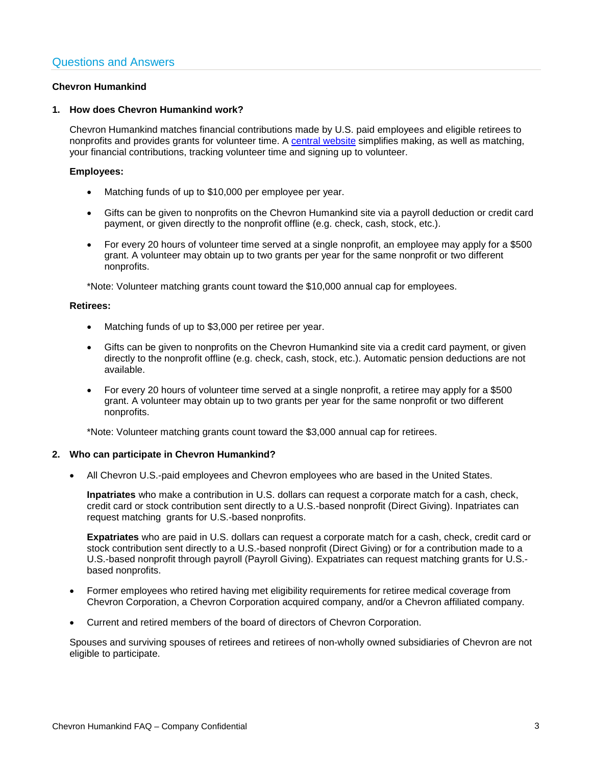## Questions and Answers

### Chevron Humankind

**1. How does Chevron Humankind work?**

Chevron Humankind matches financial contributions made by U.S. paid employees and eligible retirees to nonprofits and provides grants for volunteer time. A central website simplifies making, as well as matching, your financial contributions, tracking volunteer time and signing up to volunteer.

**Employees:**

- Matching funds of up to $10,000 per employee per year.
- Gifts can be given to nonprofits on the Chevron Humankind site via a payroll deduction or credit card payment, or given directly to the nonprofit offline (e.g. check, cash, stock, etc.).
- For every 20 hours of volunteer time served at a single nonprofit, an employee may apply for a $500 grant. A volunteer may obtain up to two grants per year for the same nonprofit or two different nonprofits.

*Note: Volunteer matching grants count toward the $10,000 annual cap for employees.

**Retirees:**

- Matching funds of up to $3,000 per retiree per year.
- Gifts can be given to nonprofits on the Chevron Humankind site via a credit card payment, or given directly to the nonprofit offline (e.g. check, cash, stock, etc.). Automatic pension deductions are not available.
- For every 20 hours of volunteer time served at a single nonprofit, a retiree may apply for a $500 grant. A volunteer may obtain up to two grants per year for the same nonprofit or two different nonprofits.

*Note: Volunteer matching grants count toward the $3,000 annual cap for retirees.

**2. Who can participate in Chevron Humankind?**

- All Chevron U.S.-paid employees and Chevron employees who are based in the United States.

  **Inpatriates** who make a contribution in U.S. dollars can request a corporate match for a cash, check, credit card or stock contribution sent directly to a U.S.-based nonprofit (Direct Giving). Inpatriates can request matching grants for U.S.-based nonprofits.

  **Expatriates** who are paid in U.S. dollars can request a corporate match for a cash, check, credit card or stock contribution sent directly to a U.S.-based nonprofit (Direct Giving) or for a contribution made to a U.S.-based nonprofit through payroll (Payroll Giving). Expatriates can request matching grants for U.S.-based nonprofits.

- Former employees who retired having met eligibility requirements for retiree medical coverage from Chevron Corporation, a Chevron Corporation acquired company, and/or a Chevron affiliated company.
- Current and retired members of the board of directors of Chevron Corporation.

Spouses and surviving spouses of retirees and retirees of non-wholly owned subsidiaries of Chevron are not eligible to participate.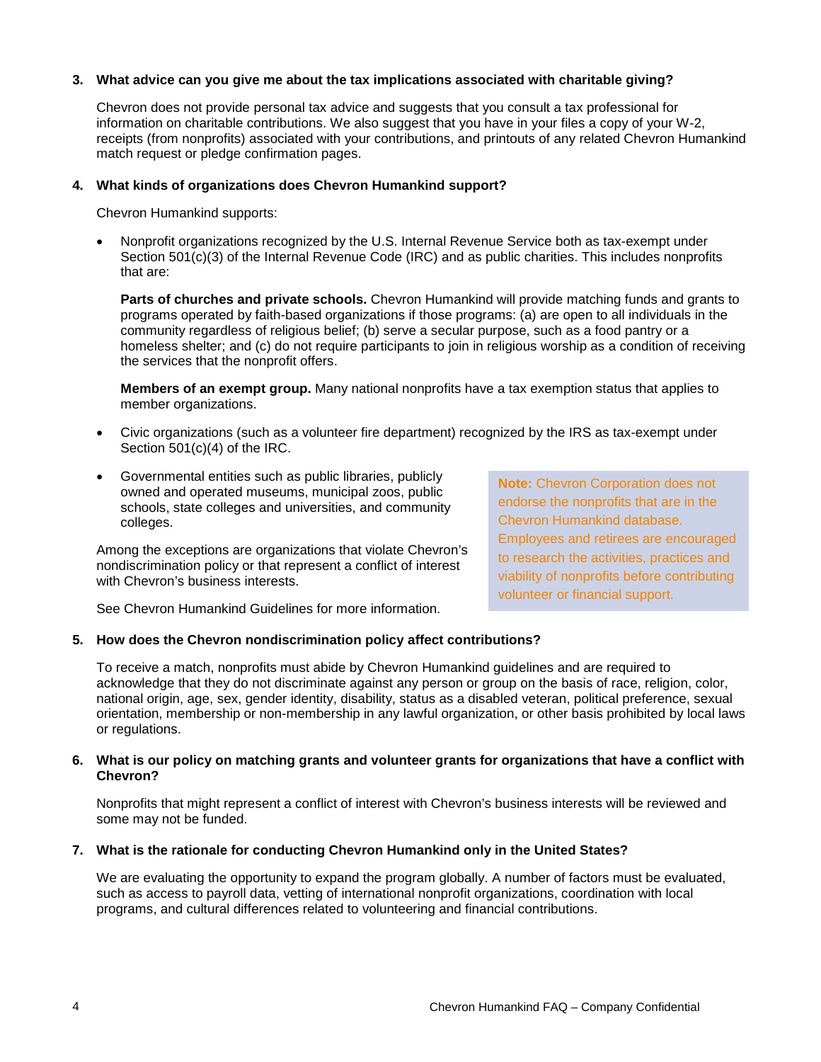3. **What advice can you give me about the tax implications associated with charitable giving?**

   Chevron does not provide personal tax advice and suggests that you consult a tax professional for information on charitable contributions. We also suggest that you have in your files a copy of your W-2, receipts (from nonprofits) associated with your contributions, and printouts of any related Chevron Humankind match request or pledge confirmation pages.

4. **What kinds of organizations does Chevron Humankind support?**

   Chevron Humankind supports:

   - Nonprofit organizations recognized by the U.S. Internal Revenue Service both as tax-exempt under Section 501(c)(3) of the Internal Revenue Code (IRC) and as public charities. This includes nonprofits that are:

     **Parts of churches and private schools.** Chevron Humankind will provide matching funds and grants to programs operated by faith-based organizations if those programs: (a) are open to all individuals in the community regardless of religious belief; (b) serve a secular purpose, such as a food pantry or a homeless shelter; and (c) do not require participants to join in religious worship as a condition of receiving the services that the nonprofit offers.

     **Members of an exempt group.** Many national nonprofits have a tax exemption status that applies to member organizations.

   - Civic organizations (such as a volunteer fire department) recognized by the IRS as tax-exempt under Section 501(c)(4) of the IRC.
   - Governmental entities such as public libraries, publicly owned and operated museums, municipal zoos, public schools, state colleges and universities, and community colleges.

   Among the exceptions are organizations that violate Chevron's nondiscrimination policy or that represent a conflict of interest with Chevron's business interests.

   See Chevron Humankind Guidelines for more information.

   **Note:** Chevron Corporation does not endorse the nonprofits that are in the Chevron Humankind database. Employees and retirees are encouraged to research the activities, practices and viability of nonprofits before contributing volunteer or financial support.

5. **How does the Chevron nondiscrimination policy affect contributions?**

   To receive a match, nonprofits must abide by Chevron Humankind guidelines and are required to acknowledge that they do not discriminate against any person or group on the basis of race, religion, color, national origin, age, sex, gender identity, disability, status as a disabled veteran, political preference, sexual orientation, membership or non-membership in any lawful organization, or other basis prohibited by local laws or regulations.

6. **What is our policy on matching grants and volunteer grants for organizations that have a conflict with Chevron?**

   Nonprofits that might represent a conflict of interest with Chevron's business interests will be reviewed and some may not be funded.

7. **What is the rationale for conducting Chevron Humankind only in the United States?**

   We are evaluating the opportunity to expand the program globally. A number of factors must be evaluated, such as access to payroll data, vetting of international nonprofit organizations, coordination with local programs, and cultural differences related to volunteering and financial contributions.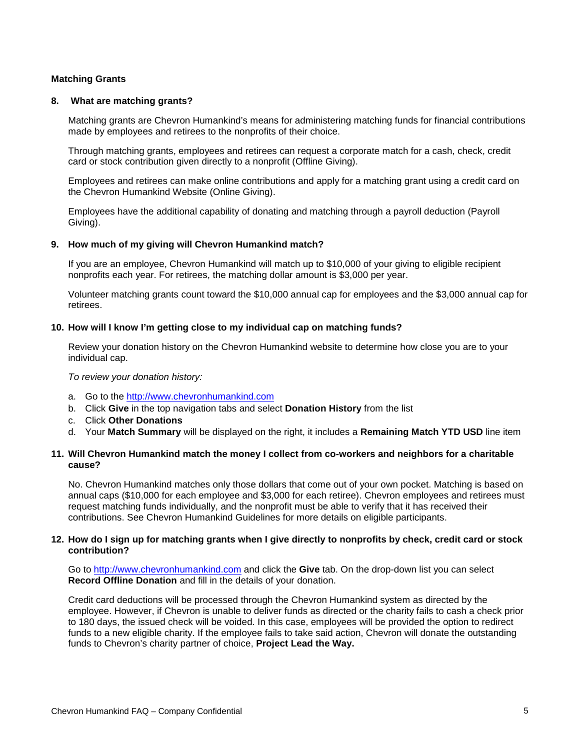## Matching Grants

### 8. What are matching grants?

Matching grants are Chevron Humankind's means for administering matching funds for financial contributions made by employees and retirees to the nonprofits of their choice.

Through matching grants, employees and retirees can request a corporate match for a cash, check, credit card or stock contribution given directly to a nonprofit (Offline Giving).

Employees and retirees can make online contributions and apply for a matching grant using a credit card on the Chevron Humankind Website (Online Giving).

Employees have the additional capability of donating and matching through a payroll deduction (Payroll Giving).

### 9. How much of my giving will Chevron Humankind match?

If you are an employee, Chevron Humankind will match up to $10,000 of your giving to eligible recipient nonprofits each year. For retirees, the matching dollar amount is $3,000 per year.

Volunteer matching grants count toward the $10,000 annual cap for employees and the $3,000 annual cap for retirees.

### 10. How will I know I'm getting close to my individual cap on matching funds?

Review your donation history on the Chevron Humankind website to determine how close you are to your individual cap.

*To review your donation history:*

a. Go to the http://www.chevronhumankind.com
b. Click **Give** in the top navigation tabs and select **Donation History** from the list
c. Click **Other Donations**
d. Your **Match Summary** will be displayed on the right, it includes a **Remaining Match YTD USD** line item

### 11. Will Chevron Humankind match the money I collect from co-workers and neighbors for a charitable cause?

No. Chevron Humankind matches only those dollars that come out of your own pocket. Matching is based on annual caps ($10,000 for each employee and $3,000 for each retiree). Chevron employees and retirees must request matching funds individually, and the nonprofit must be able to verify that it has received their contributions. See Chevron Humankind Guidelines for more details on eligible participants.

### 12. How do I sign up for matching grants when I give directly to nonprofits by check, credit card or stock contribution?

Go to http://www.chevronhumankind.com and click the **Give** tab. On the drop-down list you can select **Record Offline Donation** and fill in the details of your donation.

Credit card deductions will be processed through the Chevron Humankind system as directed by the employee. However, if Chevron is unable to deliver funds as directed or the charity fails to cash a check prior to 180 days, the issued check will be voided. In this case, employees will be provided the option to redirect funds to a new eligible charity. If the employee fails to take said action, Chevron will donate the outstanding funds to Chevron's charity partner of choice, **Project Lead the Way.**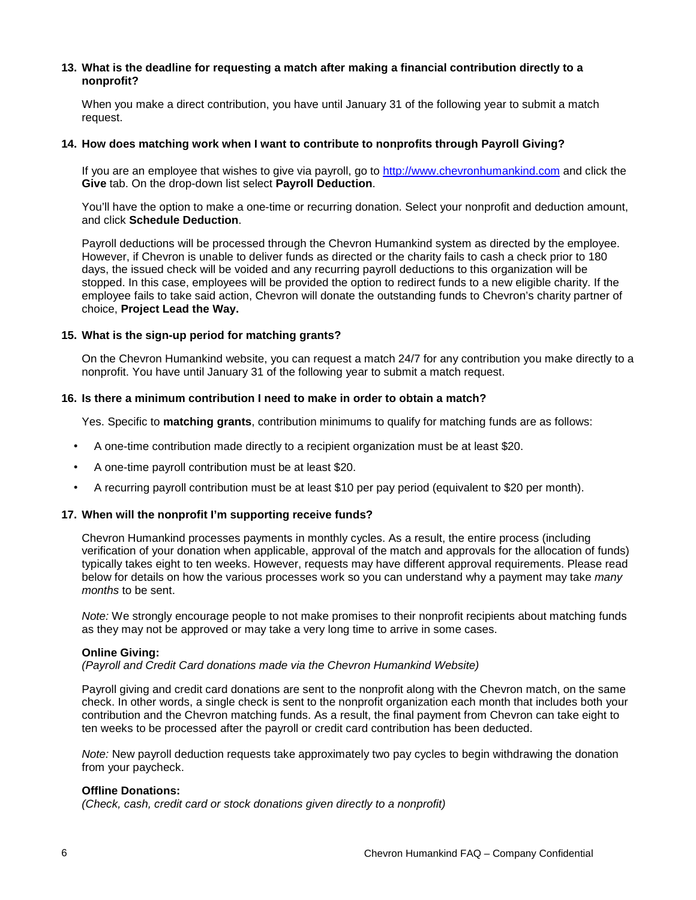**13. What is the deadline for requesting a match after making a financial contribution directly to a nonprofit?**

When you make a direct contribution, you have until January 31 of the following year to submit a match request.

**14. How does matching work when I want to contribute to nonprofits through Payroll Giving?**

If you are an employee that wishes to give via payroll, go to [http://www.chevronhumankind.com](http://www.chevronhumankind.com) and click the **Give** tab. On the drop-down list select **Payroll Deduction**.

You'll have the option to make a one-time or recurring donation. Select your nonprofit and deduction amount, and click **Schedule Deduction**.

Payroll deductions will be processed through the Chevron Humankind system as directed by the employee. However, if Chevron is unable to deliver funds as directed or the charity fails to cash a check prior to 180 days, the issued check will be voided and any recurring payroll deductions to this organization will be stopped. In this case, employees will be provided the option to redirect funds to a new eligible charity. If the employee fails to take said action, Chevron will donate the outstanding funds to Chevron's charity partner of choice, **Project Lead the Way.**

**15. What is the sign-up period for matching grants?**

On the Chevron Humankind website, you can request a match 24/7 for any contribution you make directly to a nonprofit. You have until January 31 of the following year to submit a match request.

**16. Is there a minimum contribution I need to make in order to obtain a match?**

Yes. Specific to **matching grants**, contribution minimums to qualify for matching funds are as follows:

- A one-time contribution made directly to a recipient organization must be at least $20.
- A one-time payroll contribution must be at least $20.
- A recurring payroll contribution must be at least $10 per pay period (equivalent to $20 per month).

**17. When will the nonprofit I'm supporting receive funds?**

Chevron Humankind processes payments in monthly cycles. As a result, the entire process (including verification of your donation when applicable, approval of the match and approvals for the allocation of funds) typically takes eight to ten weeks. However, requests may have different approval requirements. Please read below for details on how the various processes work so you can understand why a payment may take *many months* to be sent.

*Note:* We strongly encourage people to not make promises to their nonprofit recipients about matching funds as they may not be approved or may take a very long time to arrive in some cases.

**Online Giving:**
*(Payroll and Credit Card donations made via the Chevron Humankind Website)*

Payroll giving and credit card donations are sent to the nonprofit along with the Chevron match, on the same check. In other words, a single check is sent to the nonprofit organization each month that includes both your contribution and the Chevron matching funds. As a result, the final payment from Chevron can take eight to ten weeks to be processed after the payroll or credit card contribution has been deducted.

*Note:* New payroll deduction requests take approximately two pay cycles to begin withdrawing the donation from your paycheck.

**Offline Donations:**
*(Check, cash, credit card or stock donations given directly to a nonprofit)*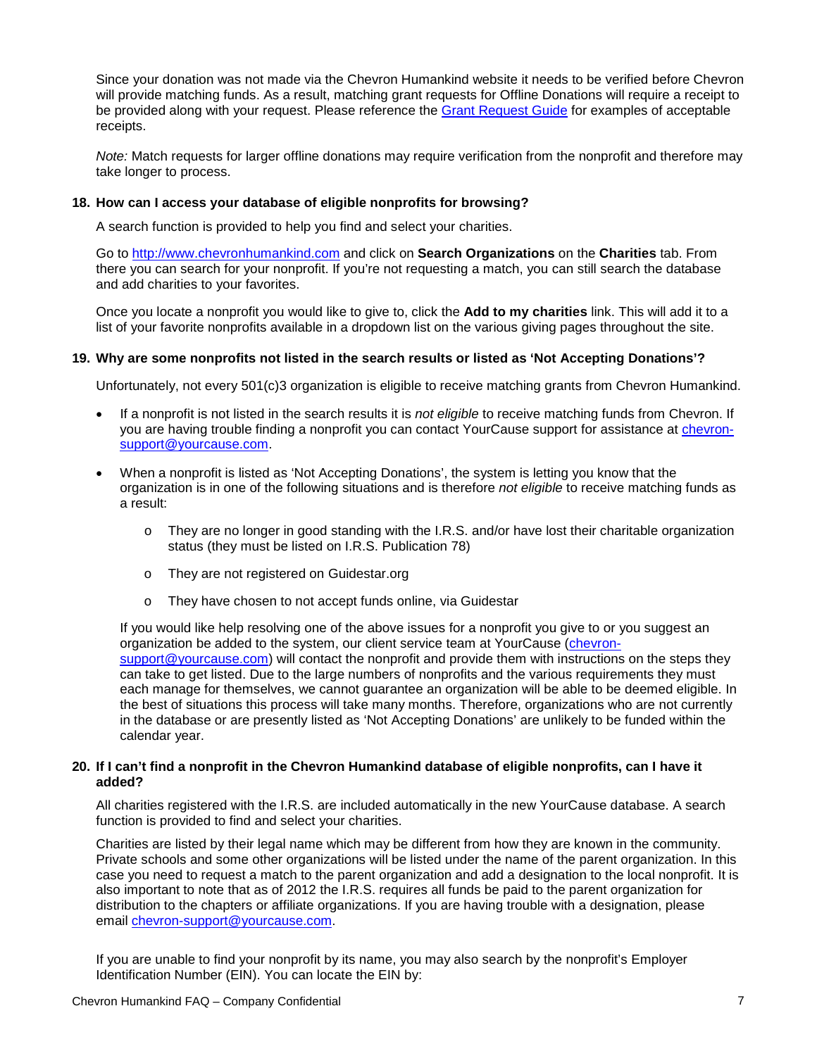Since your donation was not made via the Chevron Humankind website it needs to be verified before Chevron will provide matching funds. As a result, matching grant requests for Offline Donations will require a receipt to be provided along with your request. Please reference the [Grant Request Guide]() for examples of acceptable receipts.

*Note:* Match requests for larger offline donations may require verification from the nonprofit and therefore may take longer to process.

**18. How can I access your database of eligible nonprofits for browsing?**

A search function is provided to help you find and select your charities.

Go to [http://www.chevronhumankind.com](http://www.chevronhumankind.com) and click on **Search Organizations** on the **Charities** tab. From there you can search for your nonprofit. If you're not requesting a match, you can still search the database and add charities to your favorites.

Once you locate a nonprofit you would like to give to, click the **Add to my charities** link. This will add it to a list of your favorite nonprofits available in a dropdown list on the various giving pages throughout the site.

**19. Why are some nonprofits not listed in the search results or listed as 'Not Accepting Donations'?**

Unfortunately, not every 501(c)3 organization is eligible to receive matching grants from Chevron Humankind.

- If a nonprofit is not listed in the search results it is *not eligible* to receive matching funds from Chevron. If you are having trouble finding a nonprofit you can contact YourCause support for assistance at [chevron-support@yourcause.com](mailto:chevron-support@yourcause.com).
- When a nonprofit is listed as 'Not Accepting Donations', the system is letting you know that the organization is in one of the following situations and is therefore *not eligible* to receive matching funds as a result:
  - They are no longer in good standing with the I.R.S. and/or have lost their charitable organization status (they must be listed on I.R.S. Publication 78)
  - They are not registered on Guidestar.org
  - They have chosen to not accept funds online, via Guidestar

  If you would like help resolving one of the above issues for a nonprofit you give to or you suggest an organization be added to the system, our client service team at YourCause ([chevron-support@yourcause.com](mailto:chevron-support@yourcause.com)) will contact the nonprofit and provide them with instructions on the steps they can take to get listed. Due to the large numbers of nonprofits and the various requirements they must each manage for themselves, we cannot guarantee an organization will be able to be deemed eligible. In the best of situations this process will take many months. Therefore, organizations who are not currently in the database or are presently listed as 'Not Accepting Donations' are unlikely to be funded within the calendar year.

**20. If I can't find a nonprofit in the Chevron Humankind database of eligible nonprofits, can I have it added?**

All charities registered with the I.R.S. are included automatically in the new YourCause database. A search function is provided to find and select your charities.

Charities are listed by their legal name which may be different from how they are known in the community. Private schools and some other organizations will be listed under the name of the parent organization. In this case you need to request a match to the parent organization and add a designation to the local nonprofit. It is also important to note that as of 2012 the I.R.S. requires all funds be paid to the parent organization for distribution to the chapters or affiliate organizations. If you are having trouble with a designation, please email [chevron-support@yourcause.com](mailto:chevron-support@yourcause.com).

If you are unable to find your nonprofit by its name, you may also search by the nonprofit's Employer Identification Number (EIN). You can locate the EIN by: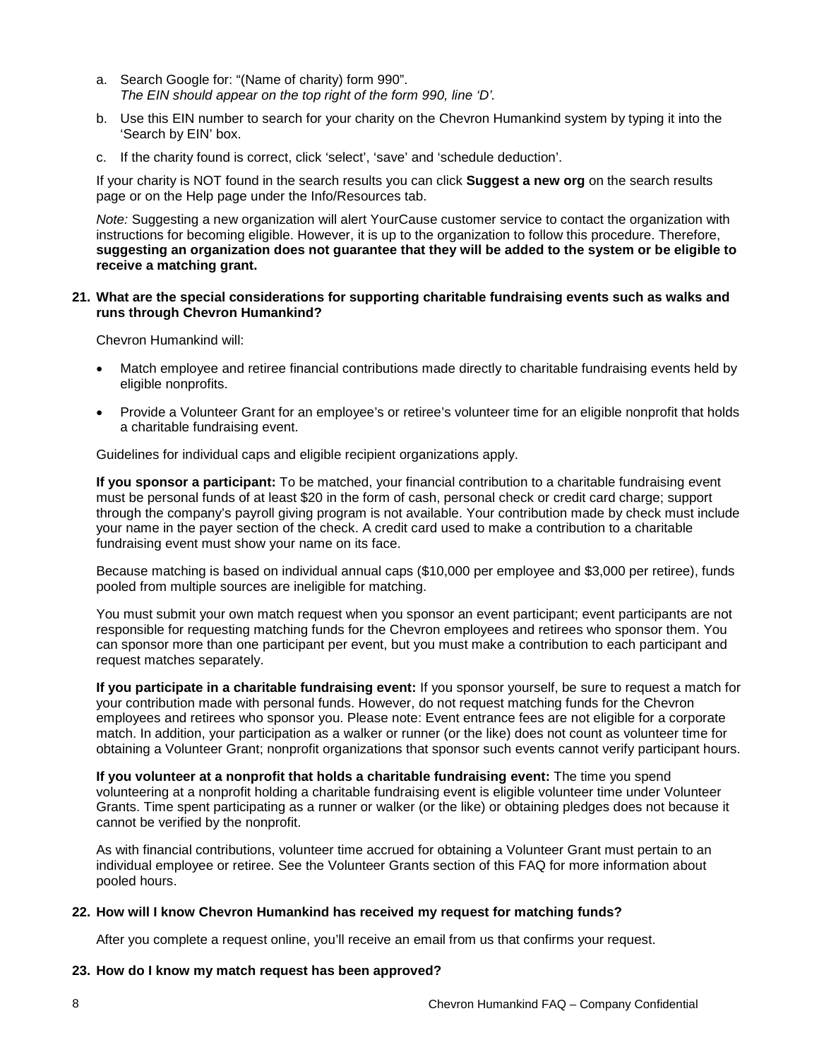a. Search Google for: "(Name of charity) form 990".
   *The EIN should appear on the top right of the form 990, line 'D'.*

b. Use this EIN number to search for your charity on the Chevron Humankind system by typing it into the 'Search by EIN' box.

c. If the charity found is correct, click 'select', 'save' and 'schedule deduction'.

If your charity is NOT found in the search results you can click **Suggest a new org** on the search results page or on the Help page under the Info/Resources tab.

*Note:* Suggesting a new organization will alert YourCause customer service to contact the organization with instructions for becoming eligible. However, it is up to the organization to follow this procedure. Therefore, **suggesting an organization does not guarantee that they will be added to the system or be eligible to receive a matching grant.**

**21. What are the special considerations for supporting charitable fundraising events such as walks and runs through Chevron Humankind?**

Chevron Humankind will:

- Match employee and retiree financial contributions made directly to charitable fundraising events held by eligible nonprofits.
- Provide a Volunteer Grant for an employee's or retiree's volunteer time for an eligible nonprofit that holds a charitable fundraising event.

Guidelines for individual caps and eligible recipient organizations apply.

**If you sponsor a participant:** To be matched, your financial contribution to a charitable fundraising event must be personal funds of at least $20 in the form of cash, personal check or credit card charge; support through the company's payroll giving program is not available. Your contribution made by check must include your name in the payer section of the check. A credit card used to make a contribution to a charitable fundraising event must show your name on its face.

Because matching is based on individual annual caps ($10,000 per employee and $3,000 per retiree), funds pooled from multiple sources are ineligible for matching.

You must submit your own match request when you sponsor an event participant; event participants are not responsible for requesting matching funds for the Chevron employees and retirees who sponsor them. You can sponsor more than one participant per event, but you must make a contribution to each participant and request matches separately.

**If you participate in a charitable fundraising event:** If you sponsor yourself, be sure to request a match for your contribution made with personal funds. However, do not request matching funds for the Chevron employees and retirees who sponsor you. Please note: Event entrance fees are not eligible for a corporate match. In addition, your participation as a walker or runner (or the like) does not count as volunteer time for obtaining a Volunteer Grant; nonprofit organizations that sponsor such events cannot verify participant hours.

**If you volunteer at a nonprofit that holds a charitable fundraising event:** The time you spend volunteering at a nonprofit holding a charitable fundraising event is eligible volunteer time under Volunteer Grants. Time spent participating as a runner or walker (or the like) or obtaining pledges does not because it cannot be verified by the nonprofit.

As with financial contributions, volunteer time accrued for obtaining a Volunteer Grant must pertain to an individual employee or retiree. See the Volunteer Grants section of this FAQ for more information about pooled hours.

**22. How will I know Chevron Humankind has received my request for matching funds?**

After you complete a request online, you'll receive an email from us that confirms your request.

**23. How do I know my match request has been approved?**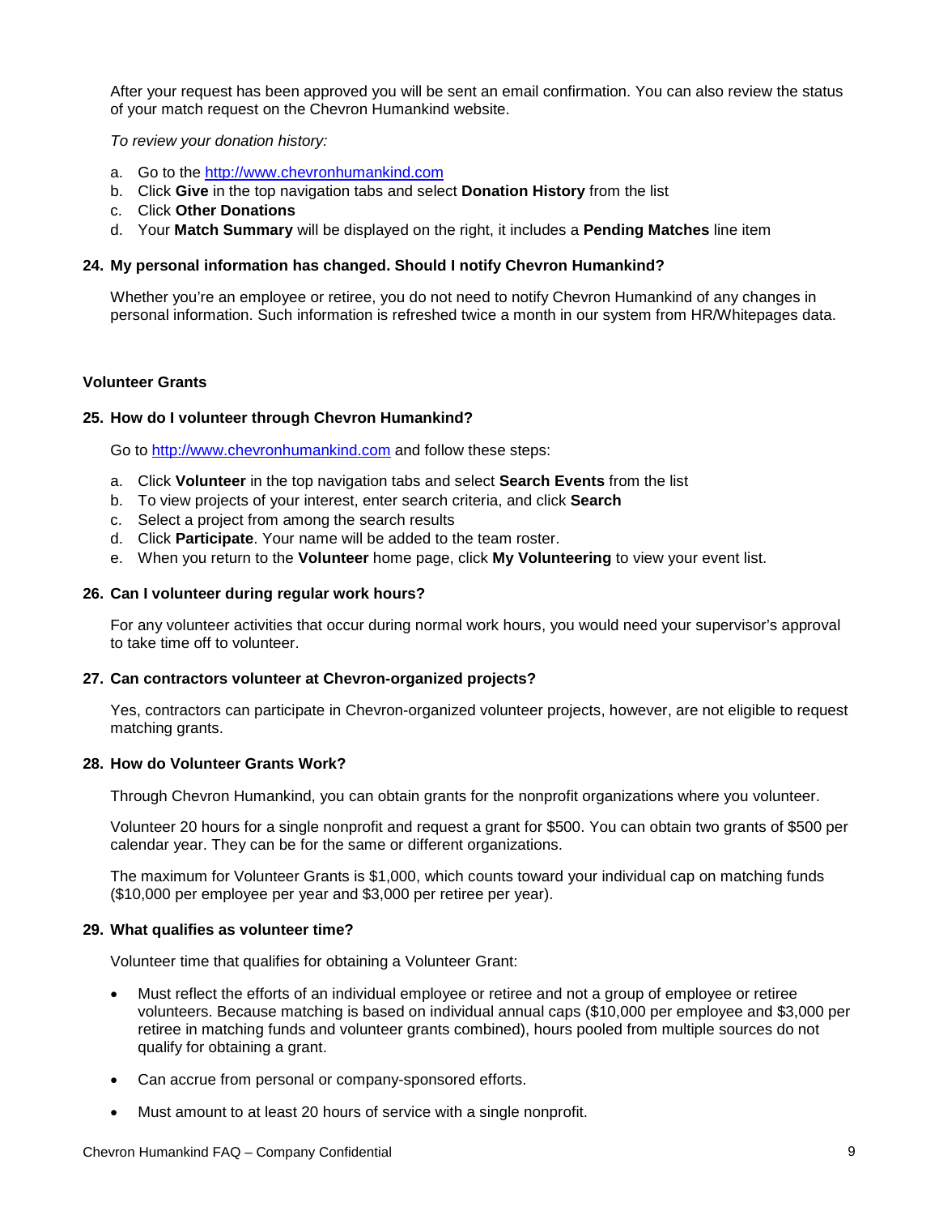After your request has been approved you will be sent an email confirmation. You can also review the status of your match request on the Chevron Humankind website.

*To review your donation history:*

a. Go to the [http://www.chevronhumankind.com](http://www.chevronhumankind.com)
b. Click **Give** in the top navigation tabs and select **Donation History** from the list
c. Click **Other Donations**
d. Your **Match Summary** will be displayed on the right, it includes a **Pending Matches** line item

**24. My personal information has changed. Should I notify Chevron Humankind?**

Whether you're an employee or retiree, you do not need to notify Chevron Humankind of any changes in personal information. Such information is refreshed twice a month in our system from HR/Whitepages data.

## Volunteer Grants

**25. How do I volunteer through Chevron Humankind?**

Go to [http://www.chevronhumankind.com](http://www.chevronhumankind.com) and follow these steps:

a. Click **Volunteer** in the top navigation tabs and select **Search Events** from the list
b. To view projects of your interest, enter search criteria, and click **Search**
c. Select a project from among the search results
d. Click **Participate**. Your name will be added to the team roster.
e. When you return to the **Volunteer** home page, click **My Volunteering** to view your event list.

**26. Can I volunteer during regular work hours?**

For any volunteer activities that occur during normal work hours, you would need your supervisor's approval to take time off to volunteer.

**27. Can contractors volunteer at Chevron-organized projects?**

Yes, contractors can participate in Chevron-organized volunteer projects, however, are not eligible to request matching grants.

**28. How do Volunteer Grants Work?**

Through Chevron Humankind, you can obtain grants for the nonprofit organizations where you volunteer.

Volunteer 20 hours for a single nonprofit and request a grant for $500. You can obtain two grants of $500 per calendar year. They can be for the same or different organizations.

The maximum for Volunteer Grants is $1,000, which counts toward your individual cap on matching funds ($10,000 per employee per year and $3,000 per retiree per year).

**29. What qualifies as volunteer time?**

Volunteer time that qualifies for obtaining a Volunteer Grant:

- Must reflect the efforts of an individual employee or retiree and not a group of employee or retiree volunteers. Because matching is based on individual annual caps ($10,000 per employee and $3,000 per retiree in matching funds and volunteer grants combined), hours pooled from multiple sources do not qualify for obtaining a grant.
- Can accrue from personal or company-sponsored efforts.
- Must amount to at least 20 hours of service with a single nonprofit.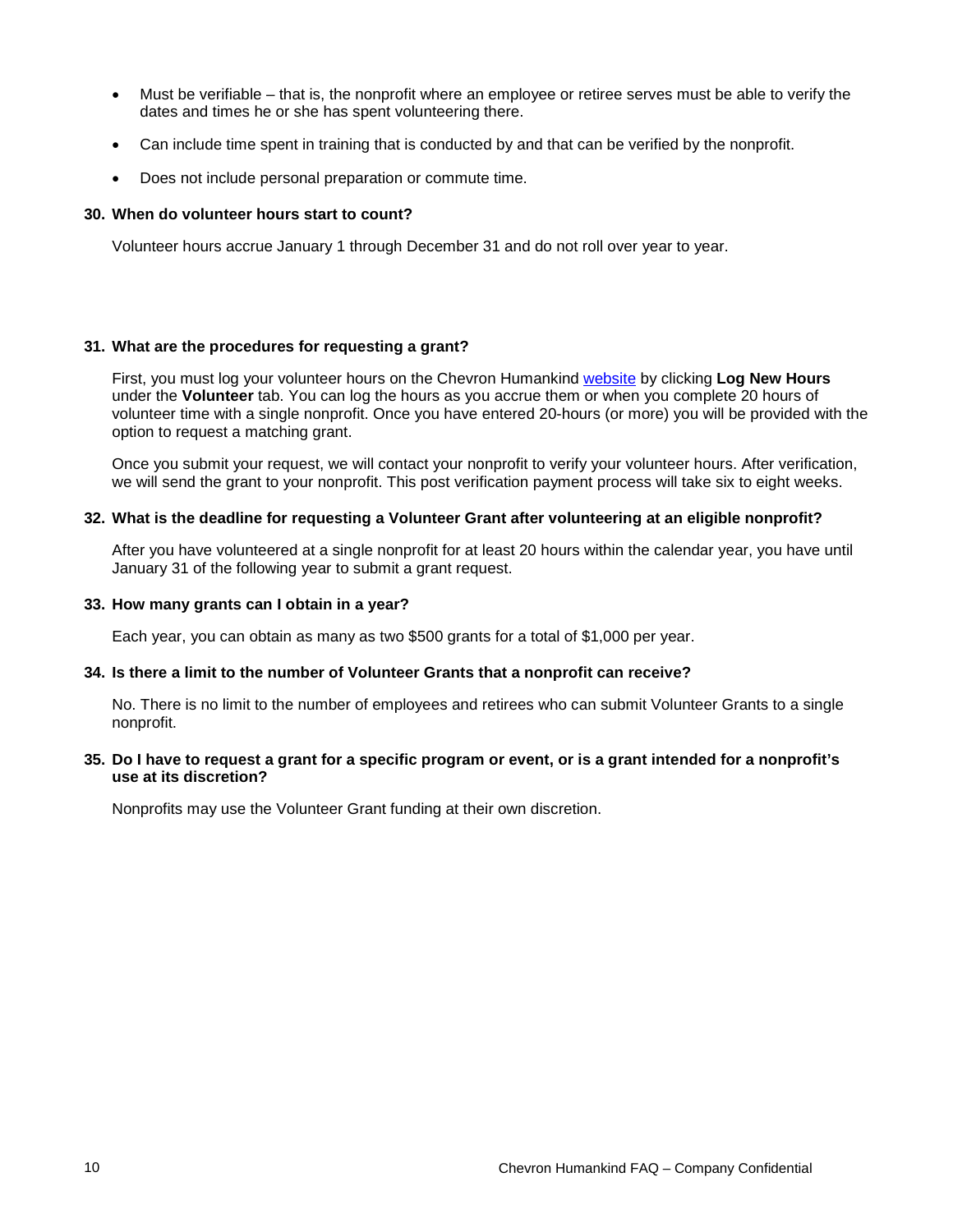- Must be verifiable – that is, the nonprofit where an employee or retiree serves must be able to verify the dates and times he or she has spent volunteering there.
- Can include time spent in training that is conducted by and that can be verified by the nonprofit.
- Does not include personal preparation or commute time.

**30. When do volunteer hours start to count?**

Volunteer hours accrue January 1 through December 31 and do not roll over year to year.

**31. What are the procedures for requesting a grant?**

First, you must log your volunteer hours on the Chevron Humankind website by clicking **Log New Hours** under the **Volunteer** tab. You can log the hours as you accrue them or when you complete 20 hours of volunteer time with a single nonprofit. Once you have entered 20-hours (or more) you will be provided with the option to request a matching grant.

Once you submit your request, we will contact your nonprofit to verify your volunteer hours. After verification, we will send the grant to your nonprofit. This post verification payment process will take six to eight weeks.

**32. What is the deadline for requesting a Volunteer Grant after volunteering at an eligible nonprofit?**

After you have volunteered at a single nonprofit for at least 20 hours within the calendar year, you have until January 31 of the following year to submit a grant request.

**33. How many grants can I obtain in a year?**

Each year, you can obtain as many as two $500 grants for a total of $1,000 per year.

**34. Is there a limit to the number of Volunteer Grants that a nonprofit can receive?**

No. There is no limit to the number of employees and retirees who can submit Volunteer Grants to a single nonprofit.

**35. Do I have to request a grant for a specific program or event, or is a grant intended for a nonprofit's use at its discretion?**

Nonprofits may use the Volunteer Grant funding at their own discretion.